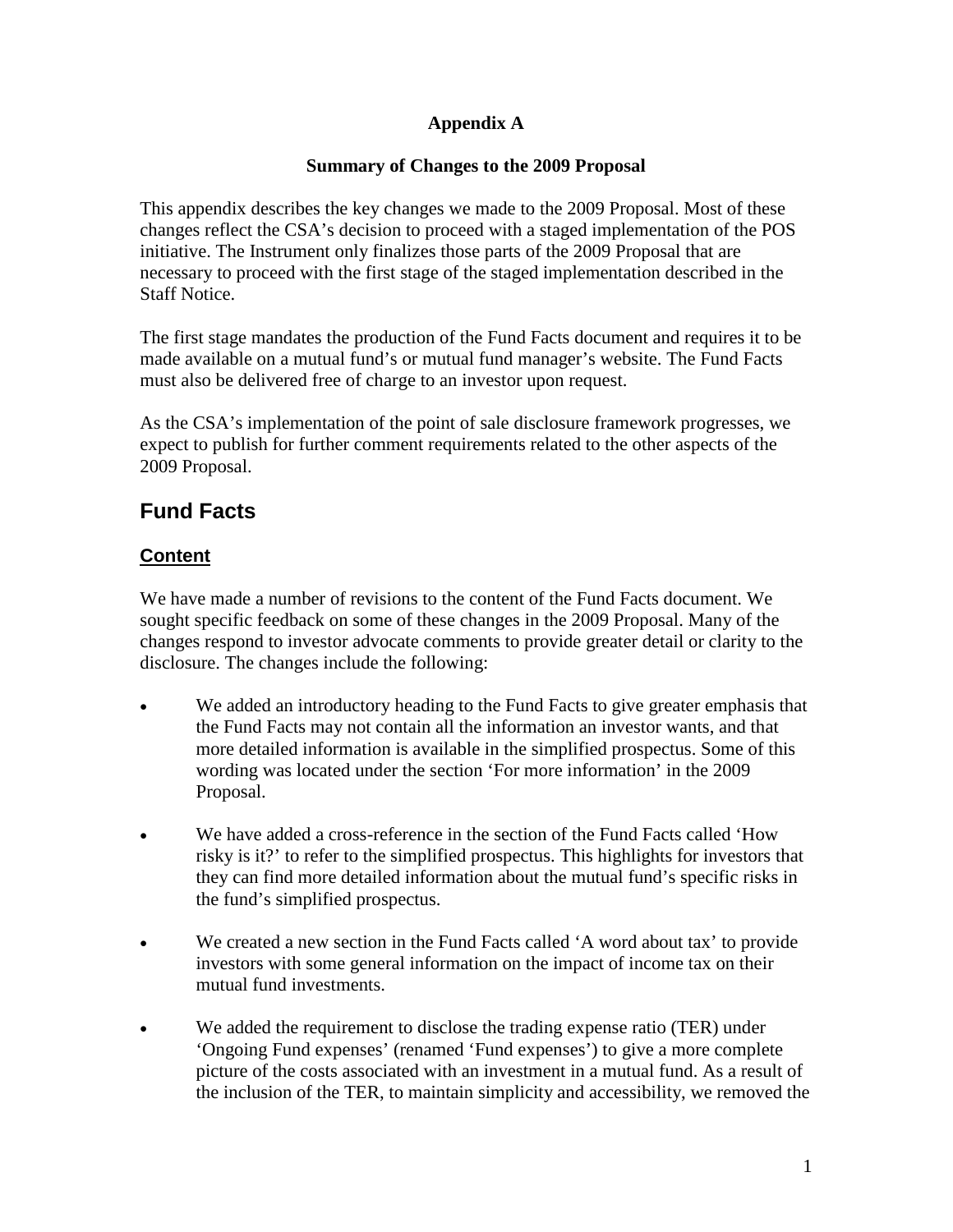**Appendix A**

**Summary of Changes to the 2009 Proposal**

This appendix describes the key changes we made to the 2009 Proposal. Most of these changes reflect the CSA's decision to proceed with a staged implementation of the POS initiative. The Instrument only finalizes those parts of the 2009 Proposal that are necessary to proceed with the first stage of the staged implementation described in the Staff Notice.

The first stage mandates the production of the Fund Facts document and requires it to be made available on a mutual fund's or mutual fund manager's website. The Fund Facts must also be delivered free of charge to an investor upon request.

As the CSA's implementation of the point of sale disclosure framework progresses, we expect to publish for further comment requirements related to the other aspects of the 2009 Proposal.

## Fund Facts

### Content

We have made a number of revisions to the content of the Fund Facts document. We sought specific feedback on some of these changes in the 2009 Proposal. Many of the changes respond to investor advocate comments to provide greater detail or clarity to the disclosure. The changes include the following:

- We added an introductory heading to the Fund Facts to give greater emphasis that the Fund Facts may not contain all the information an investor wants, and that more detailed information is available in the simplified prospectus. Some of this wording was located under the section 'For more information' in the 2009 Proposal.

- We have added a cross-reference in the section of the Fund Facts called 'How risky is it?' to refer to the simplified prospectus. This highlights for investors that they can find more detailed information about the mutual fund's specific risks in the fund's simplified prospectus.

- We created a new section in the Fund Facts called 'A word about tax' to provide investors with some general information on the impact of income tax on their mutual fund investments.

- We added the requirement to disclose the trading expense ratio (TER) under 'Ongoing Fund expenses' (renamed 'Fund expenses') to give a more complete picture of the costs associated with an investment in a mutual fund. As a result of the inclusion of the TER, to maintain simplicity and accessibility, we removed the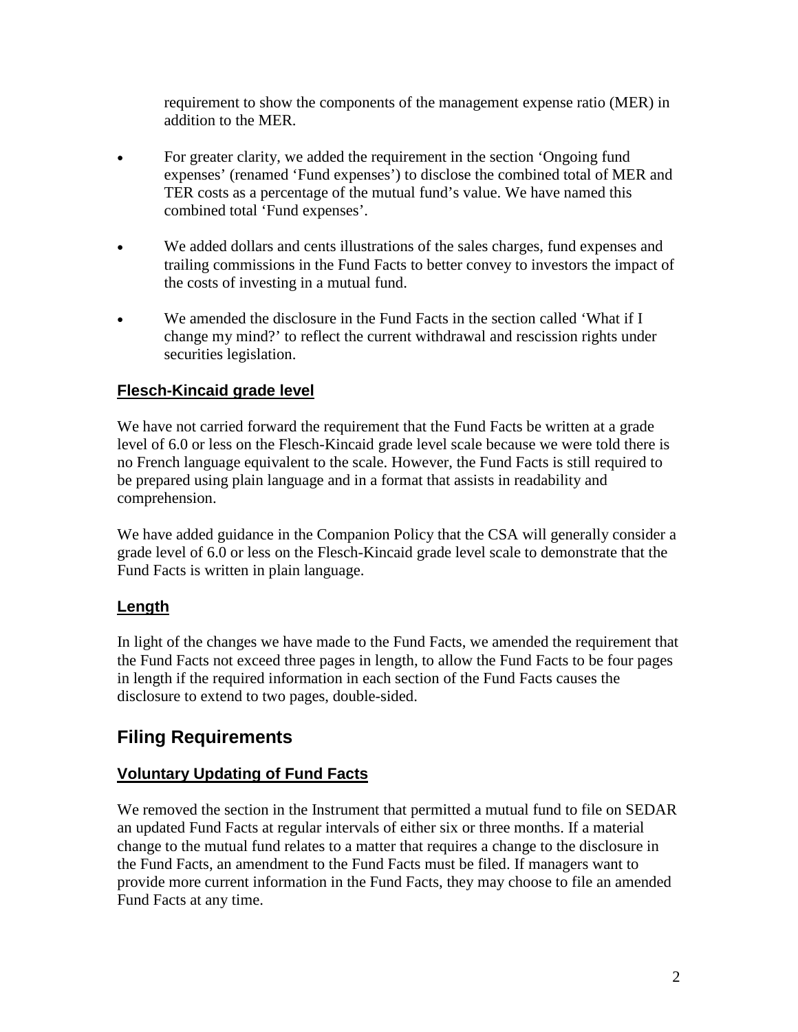requirement to show the components of the management expense ratio (MER) in addition to the MER.

- For greater clarity, we added the requirement in the section 'Ongoing fund expenses' (renamed 'Fund expenses') to disclose the combined total of MER and TER costs as a percentage of the mutual fund's value. We have named this combined total 'Fund expenses'.

- We added dollars and cents illustrations of the sales charges, fund expenses and trailing commissions in the Fund Facts to better convey to investors the impact of the costs of investing in a mutual fund.

- We amended the disclosure in the Fund Facts in the section called 'What if I change my mind?' to reflect the current withdrawal and rescission rights under securities legislation.

### Flesch-Kincaid grade level

We have not carried forward the requirement that the Fund Facts be written at a grade level of 6.0 or less on the Flesch-Kincaid grade level scale because we were told there is no French language equivalent to the scale. However, the Fund Facts is still required to be prepared using plain language and in a format that assists in readability and comprehension.

We have added guidance in the Companion Policy that the CSA will generally consider a grade level of 6.0 or less on the Flesch-Kincaid grade level scale to demonstrate that the Fund Facts is written in plain language.

### Length

In light of the changes we have made to the Fund Facts, we amended the requirement that the Fund Facts not exceed three pages in length, to allow the Fund Facts to be four pages in length if the required information in each section of the Fund Facts causes the disclosure to extend to two pages, double-sided.

## Filing Requirements

### Voluntary Updating of Fund Facts

We removed the section in the Instrument that permitted a mutual fund to file on SEDAR an updated Fund Facts at regular intervals of either six or three months. If a material change to the mutual fund relates to a matter that requires a change to the disclosure in the Fund Facts, an amendment to the Fund Facts must be filed. If managers want to provide more current information in the Fund Facts, they may choose to file an amended Fund Facts at any time.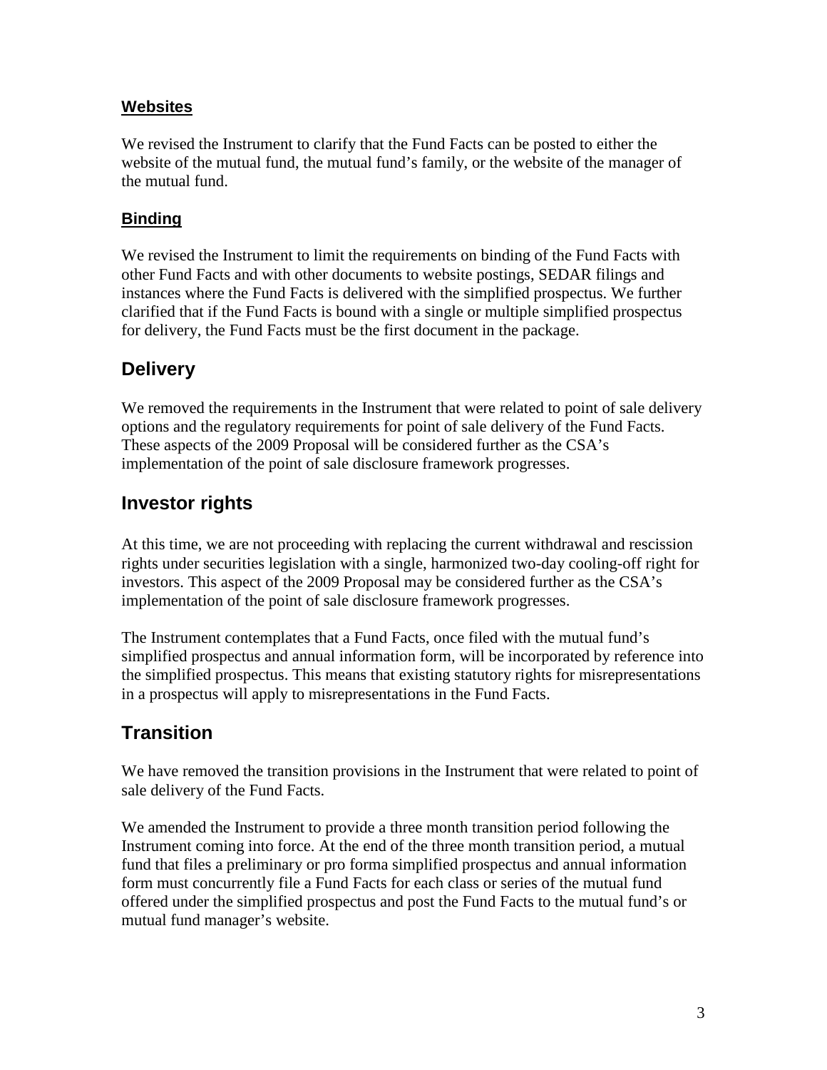### Websites

We revised the Instrument to clarify that the Fund Facts can be posted to either the website of the mutual fund, the mutual fund's family, or the website of the manager of the mutual fund.

### Binding

We revised the Instrument to limit the requirements on binding of the Fund Facts with other Fund Facts and with other documents to website postings, SEDAR filings and instances where the Fund Facts is delivered with the simplified prospectus. We further clarified that if the Fund Facts is bound with a single or multiple simplified prospectus for delivery, the Fund Facts must be the first document in the package.

## Delivery

We removed the requirements in the Instrument that were related to point of sale delivery options and the regulatory requirements for point of sale delivery of the Fund Facts. These aspects of the 2009 Proposal will be considered further as the CSA's implementation of the point of sale disclosure framework progresses.

## Investor rights

At this time, we are not proceeding with replacing the current withdrawal and rescission rights under securities legislation with a single, harmonized two-day cooling-off right for investors. This aspect of the 2009 Proposal may be considered further as the CSA's implementation of the point of sale disclosure framework progresses.

The Instrument contemplates that a Fund Facts, once filed with the mutual fund's simplified prospectus and annual information form, will be incorporated by reference into the simplified prospectus. This means that existing statutory rights for misrepresentations in a prospectus will apply to misrepresentations in the Fund Facts.

## Transition

We have removed the transition provisions in the Instrument that were related to point of sale delivery of the Fund Facts.

We amended the Instrument to provide a three month transition period following the Instrument coming into force. At the end of the three month transition period, a mutual fund that files a preliminary or pro forma simplified prospectus and annual information form must concurrently file a Fund Facts for each class or series of the mutual fund offered under the simplified prospectus and post the Fund Facts to the mutual fund's or mutual fund manager's website.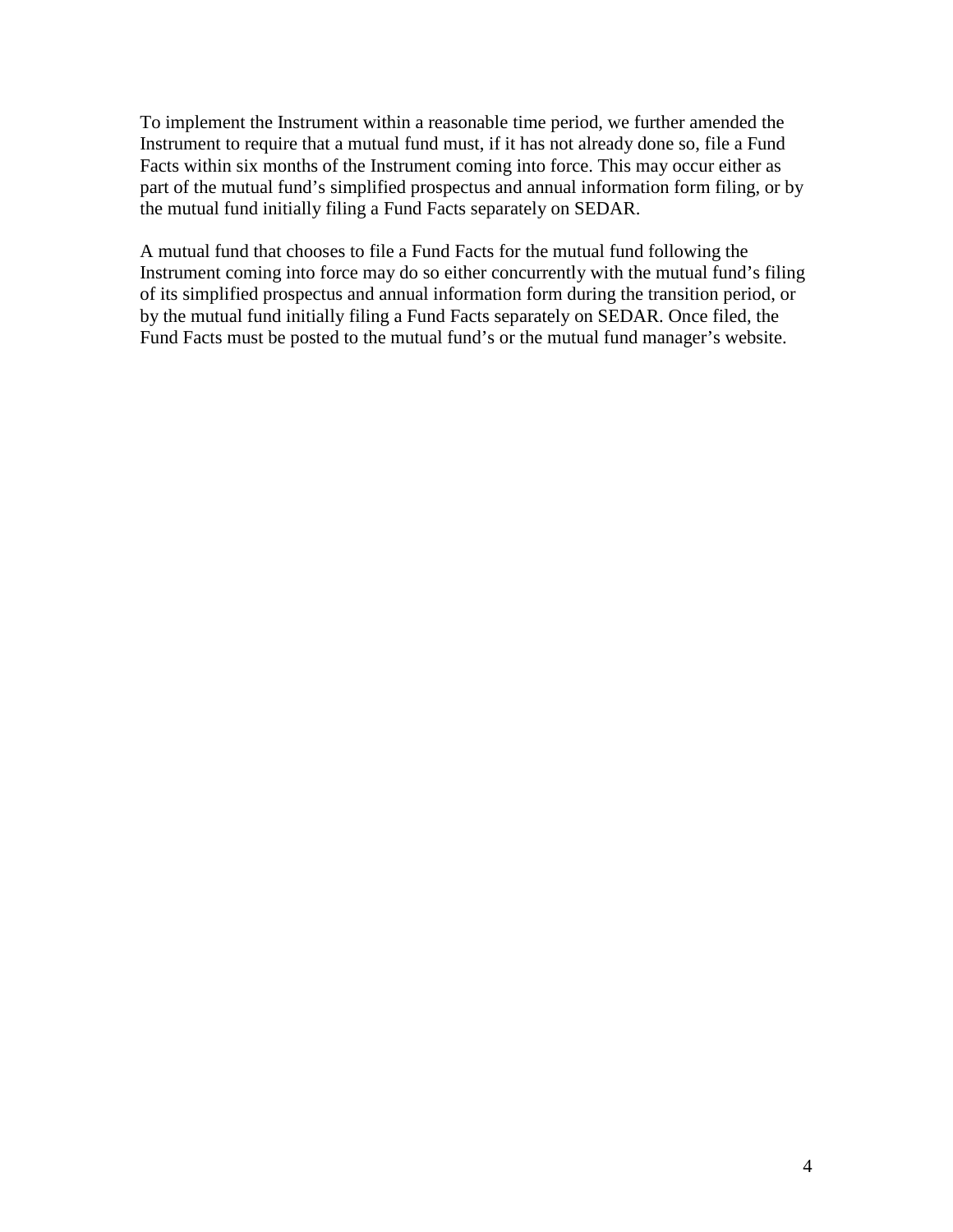To implement the Instrument within a reasonable time period, we further amended the Instrument to require that a mutual fund must, if it has not already done so, file a Fund Facts within six months of the Instrument coming into force. This may occur either as part of the mutual fund's simplified prospectus and annual information form filing, or by the mutual fund initially filing a Fund Facts separately on SEDAR.

A mutual fund that chooses to file a Fund Facts for the mutual fund following the Instrument coming into force may do so either concurrently with the mutual fund's filing of its simplified prospectus and annual information form during the transition period, or by the mutual fund initially filing a Fund Facts separately on SEDAR. Once filed, the Fund Facts must be posted to the mutual fund's or the mutual fund manager's website.